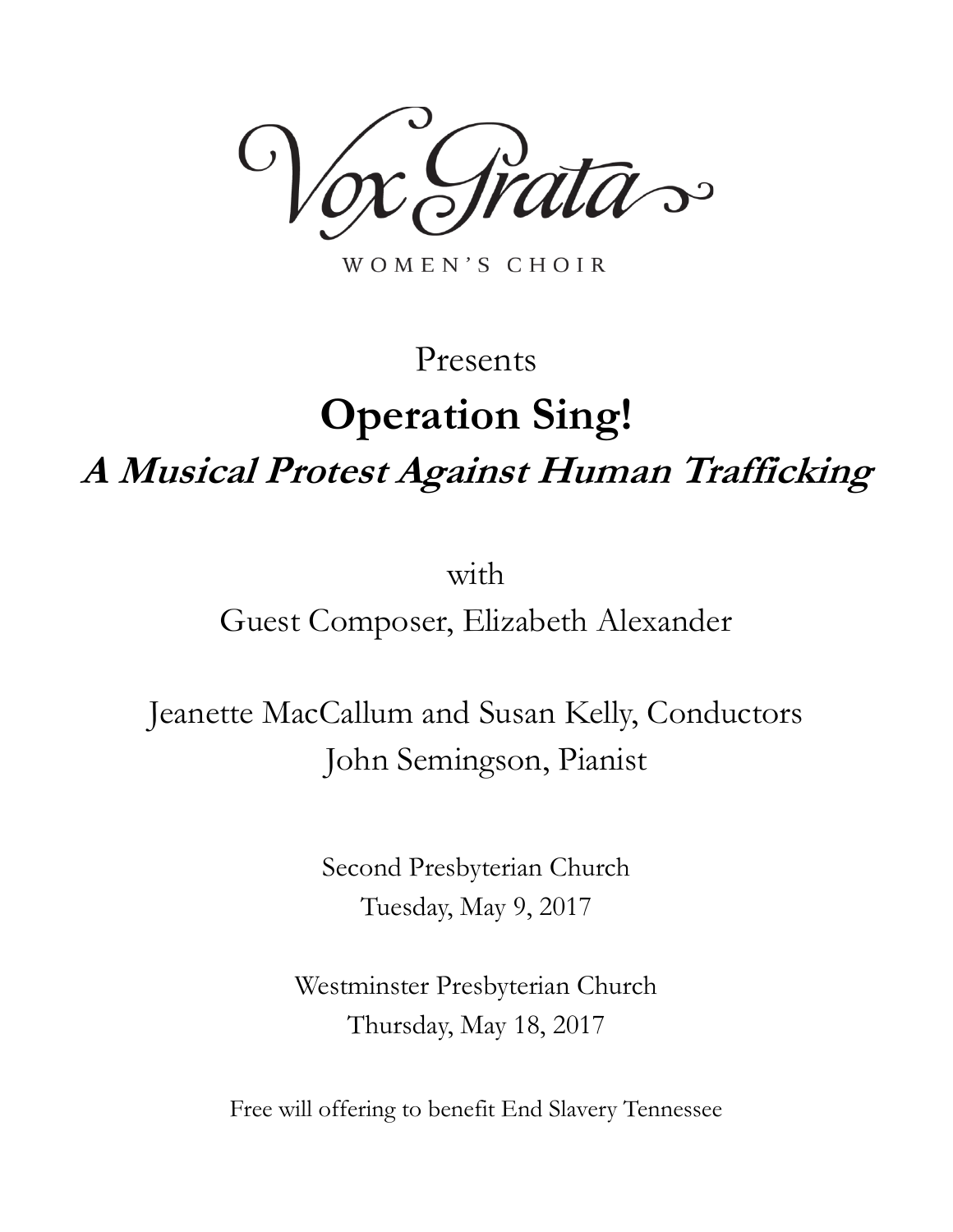# Vox Grata

WOMEN'S CHOIR

Presents

## Operation Sing!

### ***A Musical Protest Against Human Trafficking***

with

Guest Composer, Elizabeth Alexander

Jeanette MacCallum and Susan Kelly, Conductors

John Semingson, Pianist

Second Presbyterian Church

Tuesday, May 9, 2017

Westminster Presbyterian Church

Thursday, May 18, 2017

Free will offering to benefit End Slavery Tennessee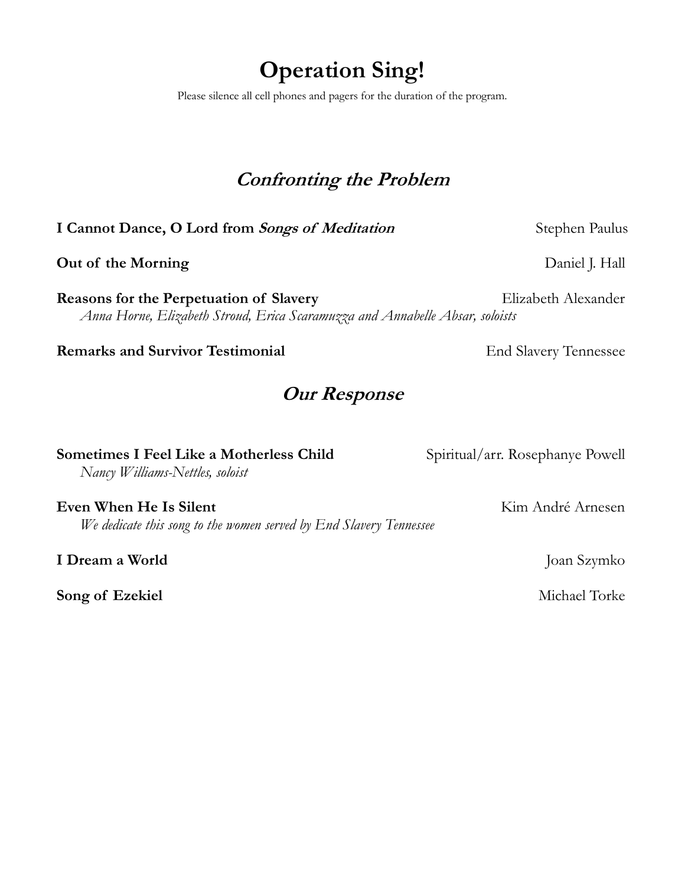# Operation Sing!

Please silence all cell phones and pagers for the duration of the program.

## *Confronting the Problem*

**I Cannot Dance, O Lord from *Songs of Meditation*** — Stephen Paulus

**Out of the Morning** — Daniel J. Hall

**Reasons for the Perpetuation of Slavery** — Elizabeth Alexander
*Anna Horne, Elizabeth Stroud, Erica Scaramuzza and Annabelle Absar, soloists*

**Remarks and Survivor Testimonial** — End Slavery Tennessee

## *Our Response*

**Sometimes I Feel Like a Motherless Child** — Spiritual/arr. Rosephanye Powell
*Nancy Williams-Nettles, soloist*

**Even When He Is Silent** — Kim André Arnesen
*We dedicate this song to the women served by End Slavery Tennessee*

**I Dream a World** — Joan Szymko

**Song of Ezekiel** — Michael Torke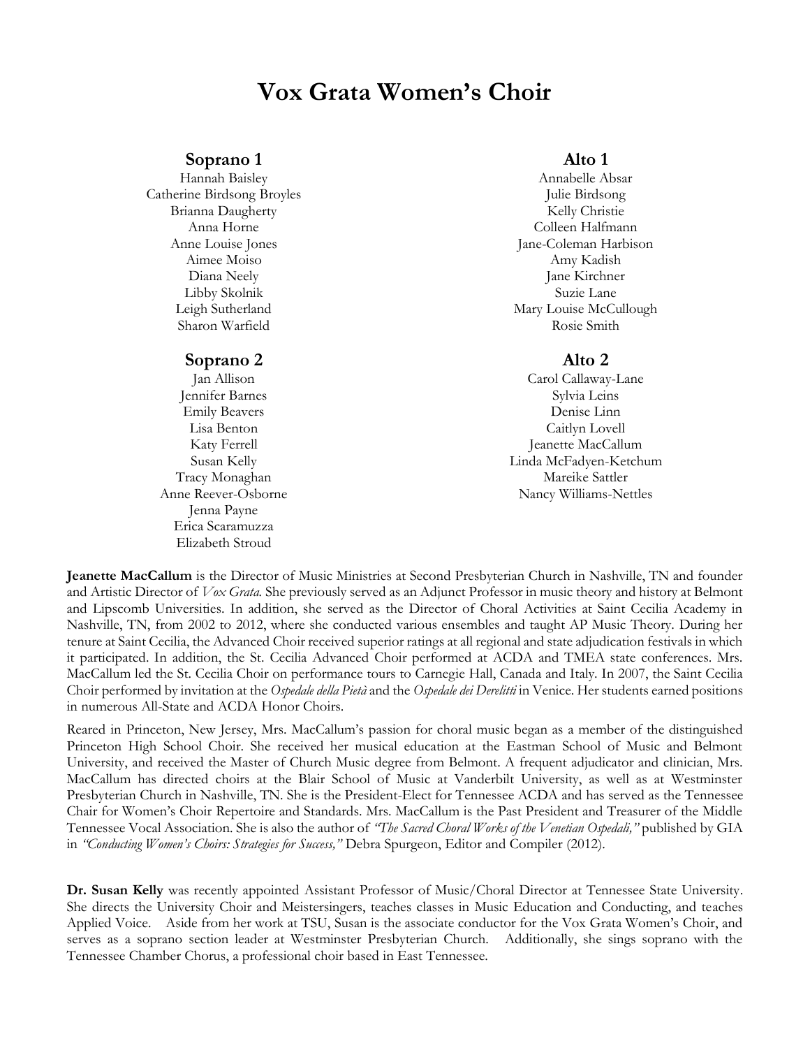# Vox Grata Women's Choir

### Soprano 1

Hannah Baisley
Catherine Birdsong Broyles
Brianna Daugherty
Anna Horne
Anne Louise Jones
Aimee Moiso
Diana Neely
Libby Skolnik
Leigh Sutherland
Sharon Warfield

### Soprano 2

Jan Allison
Jennifer Barnes
Emily Beavers
Lisa Benton
Katy Ferrell
Susan Kelly
Tracy Monaghan
Anne Reever-Osborne
Jenna Payne
Erica Scaramuzza
Elizabeth Stroud

### Alto 1

Annabelle Absar
Julie Birdsong
Kelly Christie
Colleen Halfmann
Jane-Coleman Harbison
Amy Kadish
Jane Kirchner
Suzie Lane
Mary Louise McCullough
Rosie Smith

### Alto 2

Carol Callaway-Lane
Sylvia Leins
Denise Linn
Caitlyn Lovell
Jeanette MacCallum
Linda McFadyen-Ketchum
Mareike Sattler
Nancy Williams-Nettles

**Jeanette MacCallum** is the Director of Music Ministries at Second Presbyterian Church in Nashville, TN and founder and Artistic Director of *Vox Grata*. She previously served as an Adjunct Professor in music theory and history at Belmont and Lipscomb Universities. In addition, she served as the Director of Choral Activities at Saint Cecilia Academy in Nashville, TN, from 2002 to 2012, where she conducted various ensembles and taught AP Music Theory. During her tenure at Saint Cecilia, the Advanced Choir received superior ratings at all regional and state adjudication festivals in which it participated. In addition, the St. Cecilia Advanced Choir performed at ACDA and TMEA state conferences. Mrs. MacCallum led the St. Cecilia Choir on performance tours to Carnegie Hall, Canada and Italy. In 2007, the Saint Cecilia Choir performed by invitation at the *Ospedale della Pietà* and the *Ospedale dei Derelitti* in Venice. Her students earned positions in numerous All-State and ACDA Honor Choirs.

Reared in Princeton, New Jersey, Mrs. MacCallum's passion for choral music began as a member of the distinguished Princeton High School Choir. She received her musical education at the Eastman School of Music and Belmont University, and received the Master of Church Music degree from Belmont. A frequent adjudicator and clinician, Mrs. MacCallum has directed choirs at the Blair School of Music at Vanderbilt University, as well as at Westminster Presbyterian Church in Nashville, TN. She is the President-Elect for Tennessee ACDA and has served as the Tennessee Chair for Women's Choir Repertoire and Standards. Mrs. MacCallum is the Past President and Treasurer of the Middle Tennessee Vocal Association. She is also the author of *"The Sacred Choral Works of the Venetian Ospedali,"* published by GIA in *"Conducting Women's Choirs: Strategies for Success,"* Debra Spurgeon, Editor and Compiler (2012).

**Dr. Susan Kelly** was recently appointed Assistant Professor of Music/Choral Director at Tennessee State University. She directs the University Choir and Meistersingers, teaches classes in Music Education and Conducting, and teaches Applied Voice. Aside from her work at TSU, Susan is the associate conductor for the Vox Grata Women's Choir, and serves as a soprano section leader at Westminster Presbyterian Church. Additionally, she sings soprano with the Tennessee Chamber Chorus, a professional choir based in East Tennessee.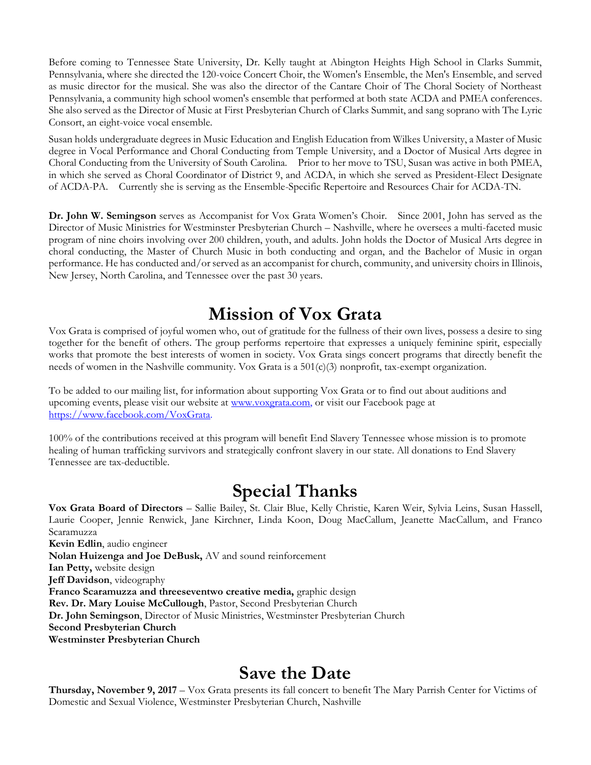Before coming to Tennessee State University, Dr. Kelly taught at Abington Heights High School in Clarks Summit, Pennsylvania, where she directed the 120-voice Concert Choir, the Women's Ensemble, the Men's Ensemble, and served as music director for the musical. She was also the director of the Cantare Choir of The Choral Society of Northeast Pennsylvania, a community high school women's ensemble that performed at both state ACDA and PMEA conferences. She also served as the Director of Music at First Presbyterian Church of Clarks Summit, and sang soprano with The Lyric Consort, an eight-voice vocal ensemble.

Susan holds undergraduate degrees in Music Education and English Education from Wilkes University, a Master of Music degree in Vocal Performance and Choral Conducting from Temple University, and a Doctor of Musical Arts degree in Choral Conducting from the University of South Carolina. Prior to her move to TSU, Susan was active in both PMEA, in which she served as Choral Coordinator of District 9, and ACDA, in which she served as President-Elect Designate of ACDA-PA. Currently she is serving as the Ensemble-Specific Repertoire and Resources Chair for ACDA-TN.

**Dr. John W. Semingson** serves as Accompanist for Vox Grata Women's Choir. Since 2001, John has served as the Director of Music Ministries for Westminster Presbyterian Church – Nashville, where he oversees a multi-faceted music program of nine choirs involving over 200 children, youth, and adults. John holds the Doctor of Musical Arts degree in choral conducting, the Master of Church Music in both conducting and organ, and the Bachelor of Music in organ performance. He has conducted and/or served as an accompanist for church, community, and university choirs in Illinois, New Jersey, North Carolina, and Tennessee over the past 30 years.

# Mission of Vox Grata

Vox Grata is comprised of joyful women who, out of gratitude for the fullness of their own lives, possess a desire to sing together for the benefit of others. The group performs repertoire that expresses a uniquely feminine spirit, especially works that promote the best interests of women in society. Vox Grata sings concert programs that directly benefit the needs of women in the Nashville community. Vox Grata is a 501(c)(3) nonprofit, tax-exempt organization.

To be added to our mailing list, for information about supporting Vox Grata or to find out about auditions and upcoming events, please visit our website at www.voxgrata.com, or visit our Facebook page at https://www.facebook.com/VoxGrata.

100% of the contributions received at this program will benefit End Slavery Tennessee whose mission is to promote healing of human trafficking survivors and strategically confront slavery in our state. All donations to End Slavery Tennessee are tax-deductible.

# Special Thanks

**Vox Grata Board of Directors** – Sallie Bailey, St. Clair Blue, Kelly Christie, Karen Weir, Sylvia Leins, Susan Hassell, Laurie Cooper, Jennie Renwick, Jane Kirchner, Linda Koon, Doug MacCallum, Jeanette MacCallum, and Franco Scaramuzza
**Kevin Edlin**, audio engineer
**Nolan Huizenga and Joe DeBusk,** AV and sound reinforcement
**Ian Petty,** website design
**Jeff Davidson**, videography
**Franco Scaramuzza and threeseventwo creative media,** graphic design
**Rev. Dr. Mary Louise McCullough**, Pastor, Second Presbyterian Church
**Dr. John Semingson**, Director of Music Ministries, Westminster Presbyterian Church
**Second Presbyterian Church**
**Westminster Presbyterian Church**

# Save the Date

**Thursday, November 9, 2017** – Vox Grata presents its fall concert to benefit The Mary Parrish Center for Victims of Domestic and Sexual Violence, Westminster Presbyterian Church, Nashville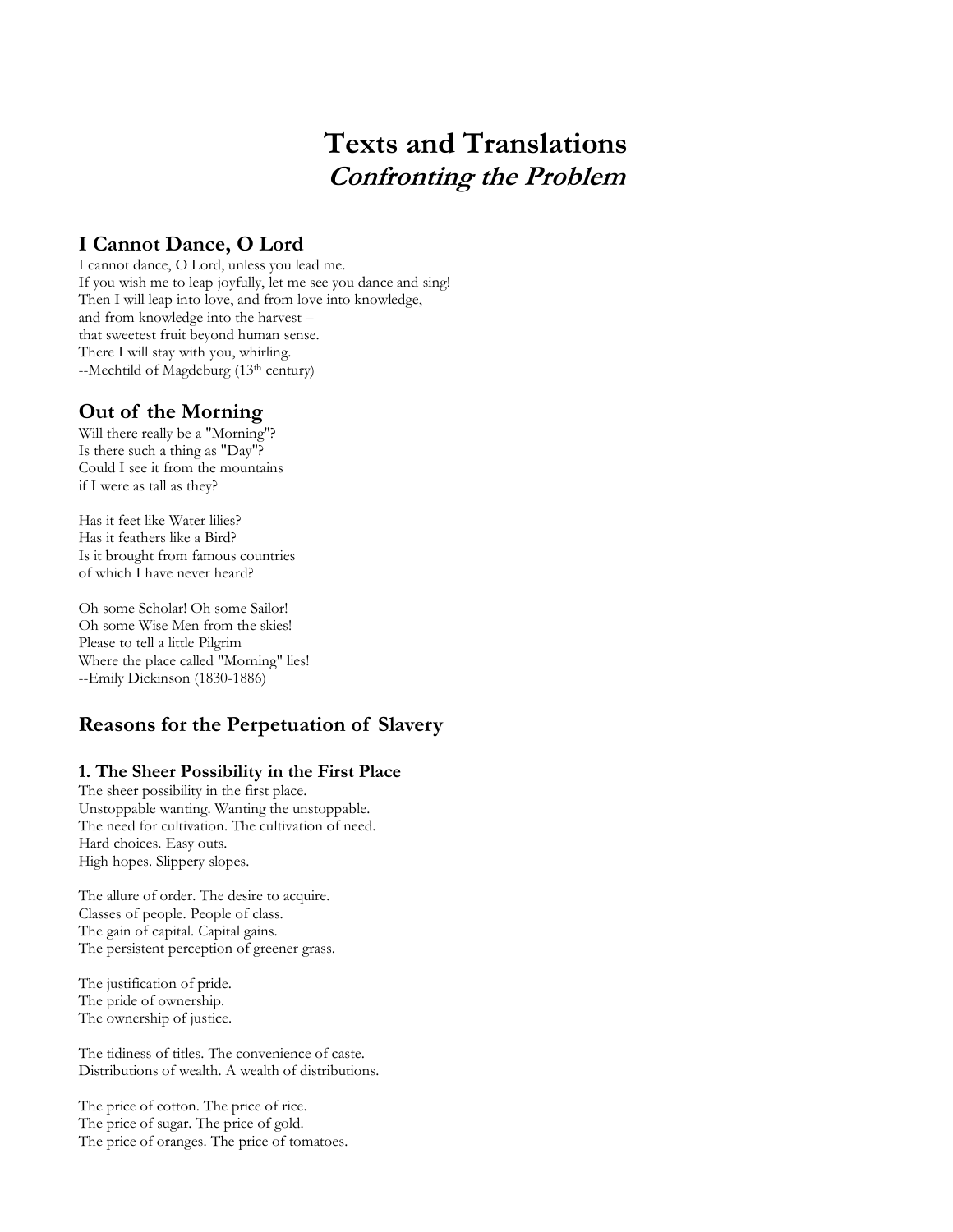# Texts and Translations
## *Confronting the Problem*

### I Cannot Dance, O Lord

I cannot dance, O Lord, unless you lead me.
If you wish me to leap joyfully, let me see you dance and sing!
Then I will leap into love, and from love into knowledge,
and from knowledge into the harvest –
that sweetest fruit beyond human sense.
There I will stay with you, whirling.
--Mechtild of Magdeburg (13th century)

### Out of the Morning

Will there really be a "Morning"?
Is there such a thing as "Day"?
Could I see it from the mountains
if I were as tall as they?

Has it feet like Water lilies?
Has it feathers like a Bird?
Is it brought from famous countries
of which I have never heard?

Oh some Scholar! Oh some Sailor!
Oh some Wise Men from the skies!
Please to tell a little Pilgrim
Where the place called "Morning" lies!
--Emily Dickinson (1830-1886)

### Reasons for the Perpetuation of Slavery

#### 1. The Sheer Possibility in the First Place

The sheer possibility in the first place.
Unstoppable wanting. Wanting the unstoppable.
The need for cultivation. The cultivation of need.
Hard choices. Easy outs.
High hopes. Slippery slopes.

The allure of order. The desire to acquire.
Classes of people. People of class.
The gain of capital. Capital gains.
The persistent perception of greener grass.

The justification of pride.
The pride of ownership.
The ownership of justice.

The tidiness of titles. The convenience of caste.
Distributions of wealth. A wealth of distributions.

The price of cotton. The price of rice.
The price of sugar. The price of gold.
The price of oranges. The price of tomatoes.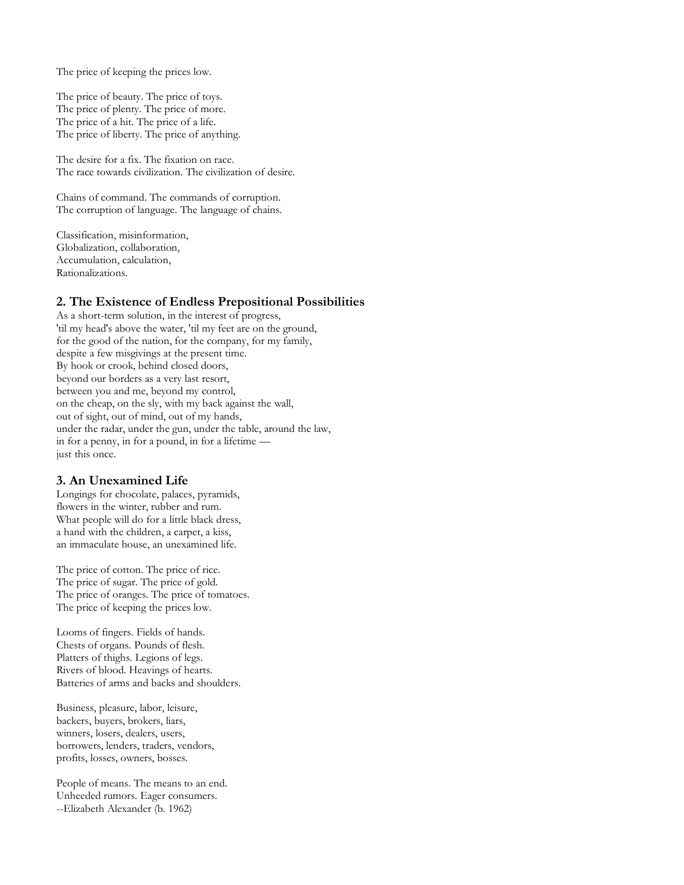The price of keeping the prices low.

The price of beauty. The price of toys.
The price of plenty. The price of more.
The price of a hit. The price of a life.
The price of liberty. The price of anything.

The desire for a fix. The fixation on race.
The race towards civilization. The civilization of desire.

Chains of command. The commands of corruption.
The corruption of language. The language of chains.

Classification, misinformation,
Globalization, collaboration,
Accumulation, calculation,
Rationalizations.

### 2. The Existence of Endless Prepositional Possibilities

As a short-term solution, in the interest of progress,
'til my head's above the water, 'til my feet are on the ground,
for the good of the nation, for the company, for my family,
despite a few misgivings at the present time.
By hook or crook, behind closed doors,
beyond our borders as a very last resort,
between you and me, beyond my control,
on the cheap, on the sly, with my back against the wall,
out of sight, out of mind, out of my hands,
under the radar, under the gun, under the table, around the law,
in for a penny, in for a pound, in for a lifetime —
just this once.

### 3. An Unexamined Life

Longings for chocolate, palaces, pyramids,
flowers in the winter, rubber and rum.
What people will do for a little black dress,
a hand with the children, a carpet, a kiss,
an immaculate house, an unexamined life.

The price of cotton. The price of rice.
The price of sugar. The price of gold.
The price of oranges. The price of tomatoes.
The price of keeping the prices low.

Looms of fingers. Fields of hands.
Chests of organs. Pounds of flesh.
Platters of thighs. Legions of legs.
Rivers of blood. Heavings of hearts.
Batteries of arms and backs and shoulders.

Business, pleasure, labor, leisure,
backers, buyers, brokers, liars,
winners, losers, dealers, users,
borrowers, lenders, traders, vendors,
profits, losses, owners, bosses.

People of means. The means to an end.
Unheeded rumors. Eager consumers.
--Elizabeth Alexander (b. 1962)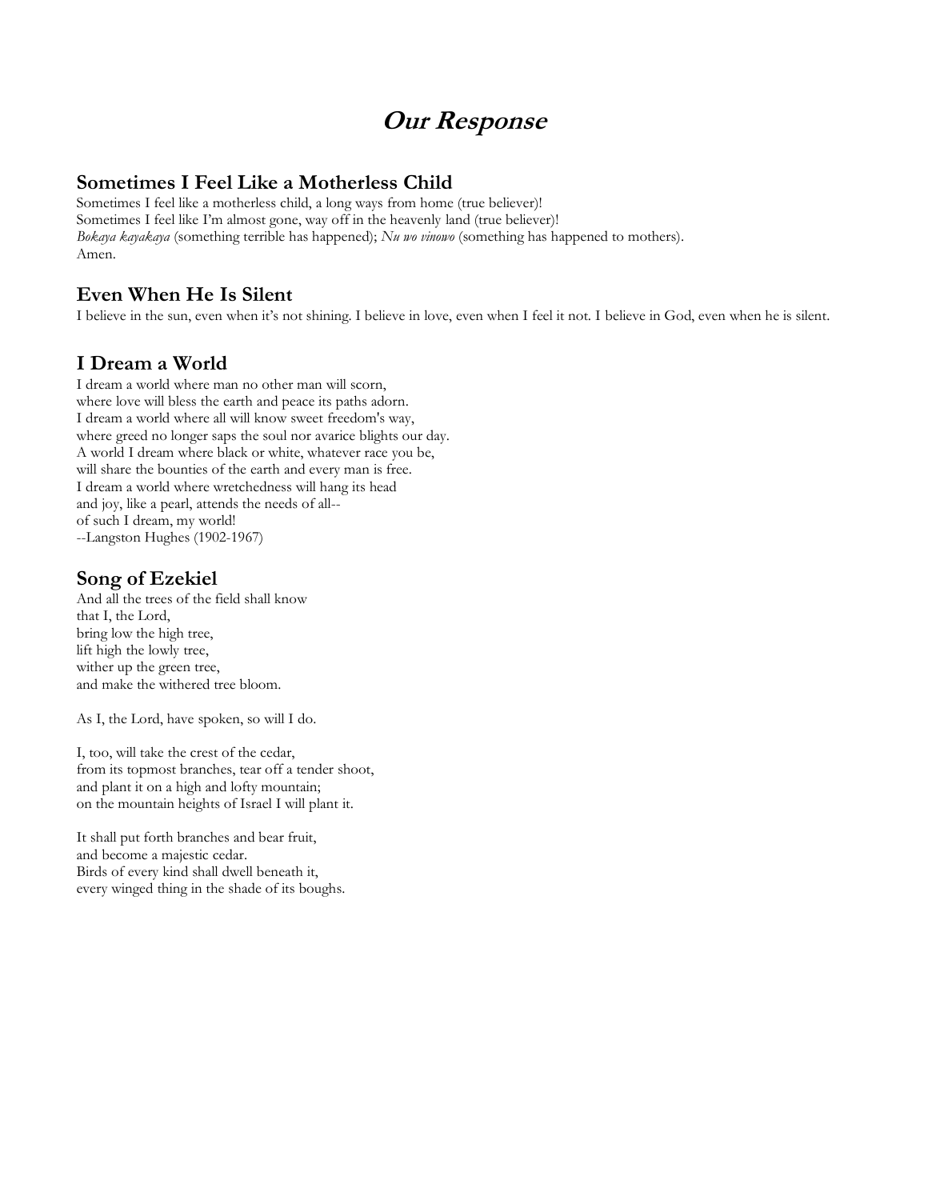# *Our Response*

## Sometimes I Feel Like a Motherless Child

Sometimes I feel like a motherless child, a long ways from home (true believer)!
Sometimes I feel like I'm almost gone, way off in the heavenly land (true believer)!
*Bokaya kayakaya* (something terrible has happened); *Nu wo vinowo* (something has happened to mothers).
Amen.

## Even When He Is Silent

I believe in the sun, even when it's not shining. I believe in love, even when I feel it not. I believe in God, even when he is silent.

## I Dream a World

I dream a world where man no other man will scorn,
where love will bless the earth and peace its paths adorn.
I dream a world where all will know sweet freedom's way,
where greed no longer saps the soul nor avarice blights our day.
A world I dream where black or white, whatever race you be,
will share the bounties of the earth and every man is free.
I dream a world where wretchedness will hang its head
and joy, like a pearl, attends the needs of all--
of such I dream, my world!
--Langston Hughes (1902-1967)

## Song of Ezekiel

And all the trees of the field shall know
that I, the Lord,
bring low the high tree,
lift high the lowly tree,
wither up the green tree,
and make the withered tree bloom.

As I, the Lord, have spoken, so will I do.

I, too, will take the crest of the cedar,
from its topmost branches, tear off a tender shoot,
and plant it on a high and lofty mountain;
on the mountain heights of Israel I will plant it.

It shall put forth branches and bear fruit,
and become a majestic cedar.
Birds of every kind shall dwell beneath it,
every winged thing in the shade of its boughs.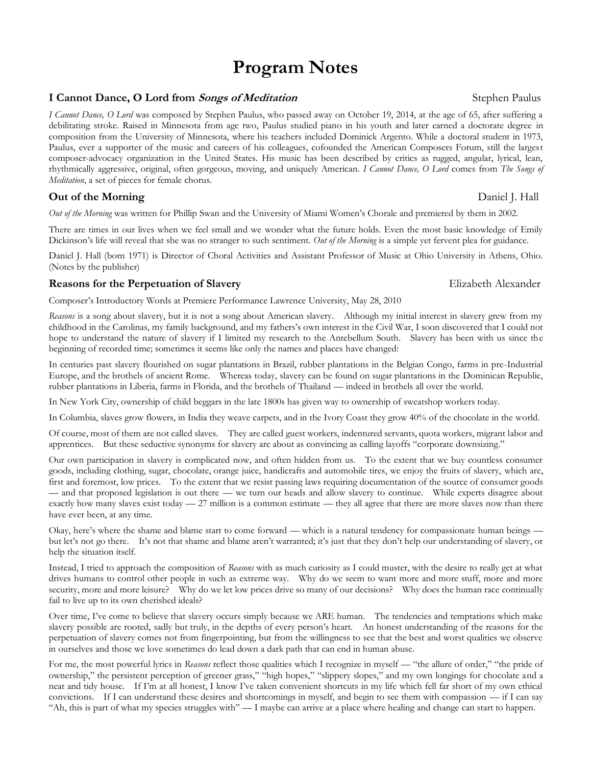# Program Notes

### I Cannot Dance, O Lord from *Songs of Meditation* — Stephen Paulus

*I Cannot Dance, O Lord* was composed by Stephen Paulus, who passed away on October 19, 2014, at the age of 65, after suffering a debilitating stroke. Raised in Minnesota from age two, Paulus studied piano in his youth and later earned a doctorate degree in composition from the University of Minnesota, where his teachers included Dominick Argento. While a doctoral student in 1973, Paulus, ever a supporter of the music and careers of his colleagues, cofounded the American Composers Forum, still the largest composer-advocacy organization in the United States. His music has been described by critics as rugged, angular, lyrical, lean, rhythmically aggressive, original, often gorgeous, moving, and uniquely American. *I Cannot Dance, O Lord* comes from *The Songs of Meditation*, a set of pieces for female chorus.

### Out of the Morning — Daniel J. Hall

*Out of the Morning* was written for Phillip Swan and the University of Miami Women's Chorale and premiered by them in 2002.

There are times in our lives when we feel small and we wonder what the future holds. Even the most basic knowledge of Emily Dickinson's life will reveal that she was no stranger to such sentiment. *Out of the Morning* is a simple yet fervent plea for guidance.

Daniel J. Hall (born 1971) is Director of Choral Activities and Assistant Professor of Music at Ohio University in Athens, Ohio. (Notes by the publisher)

### Reasons for the Perpetuation of Slavery — Elizabeth Alexander

Composer's Introductory Words at Premiere Performance Lawrence University, May 28, 2010

*Reasons* is a song about slavery, but it is not a song about American slavery. Although my initial interest in slavery grew from my childhood in the Carolinas, my family background, and my fathers's own interest in the Civil War, I soon discovered that I could not hope to understand the nature of slavery if I limited my research to the Antebellum South. Slavery has been with us since the beginning of recorded time; sometimes it seems like only the names and places have changed:

In centuries past slavery flourished on sugar plantations in Brazil, rubber plantations in the Belgian Congo, farms in pre-Industrial Europe, and the brothels of ancient Rome. Whereas today, slavery can be found on sugar plantations in the Dominican Republic, rubber plantations in Liberia, farms in Florida, and the brothels of Thailand — indeed in brothels all over the world.

In New York City, ownership of child beggars in the late 1800s has given way to ownership of sweatshop workers today.

In Columbia, slaves grow flowers, in India they weave carpets, and in the Ivory Coast they grow 40% of the chocolate in the world.

Of course, most of them are not called slaves. They are called guest workers, indentured servants, quota workers, migrant labor and apprentices. But these seductive synonyms for slavery are about as convincing as calling layoffs "corporate downsizing."

Our own participation in slavery is complicated now, and often hidden from us. To the extent that we buy countless consumer goods, including clothing, sugar, chocolate, orange juice, handicrafts and automobile tires, we enjoy the fruits of slavery, which are, first and foremost, low prices. To the extent that we resist passing laws requiring documentation of the source of consumer goods — and that proposed legislation is out there — we turn our heads and allow slavery to continue. While experts disagree about exactly how many slaves exist today — 27 million is a common estimate — they all agree that there are more slaves now than there have ever been, at any time.

Okay, here's where the shame and blame start to come forward — which is a natural tendency for compassionate human beings — but let's not go there. It's not that shame and blame aren't warranted; it's just that they don't help our understanding of slavery, or help the situation itself.

Instead, I tried to approach the composition of *Reasons* with as much curiosity as I could muster, with the desire to really get at what drives humans to control other people in such as extreme way. Why do we seem to want more and more stuff, more and more security, more and more leisure? Why do we let low prices drive so many of our decisions? Why does the human race continually fail to live up to its own cherished ideals?

Over time, I've come to believe that slavery occurs simply because we ARE human. The tendencies and temptations which make slavery possible are rooted, sadly but truly, in the depths of every person's heart. An honest understanding of the reasons for the perpetuation of slavery comes not from fingerpointing, but from the willingness to see that the best and worst qualities we observe in ourselves and those we love sometimes do lead down a dark path that can end in human abuse.

For me, the most powerful lyrics in *Reasons* reflect those qualities which I recognize in myself — "the allure of order," "the pride of ownership," the persistent perception of greener grass," "high hopes," "slippery slopes," and my own longings for chocolate and a neat and tidy house. If I'm at all honest, I know I've taken convenient shortcuts in my life which fell far short of my own ethical convictions. If I can understand these desires and shortcomings in myself, and begin to see them with compassion — if I can say "Ah, this is part of what my species struggles with" — I maybe can arrive at a place where healing and change can start to happen.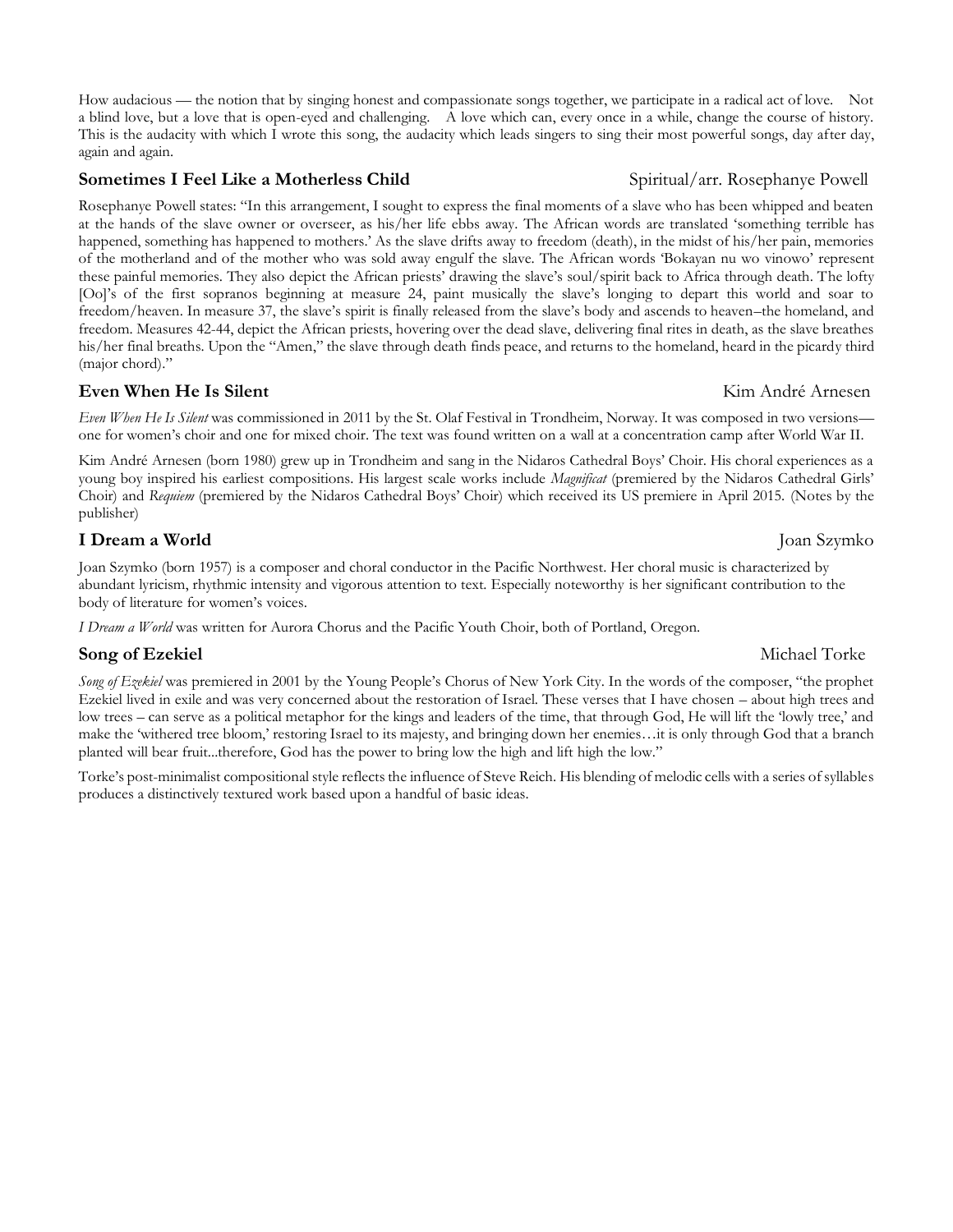How audacious — the notion that by singing honest and compassionate songs together, we participate in a radical act of love. Not a blind love, but a love that is open-eyed and challenging. A love which can, every once in a while, change the course of history. This is the audacity with which I wrote this song, the audacity which leads singers to sing their most powerful songs, day after day, again and again.

### **Sometimes I Feel Like a Motherless Child** — Spiritual/arr. Rosephanye Powell

Rosephanye Powell states: "In this arrangement, I sought to express the final moments of a slave who has been whipped and beaten at the hands of the slave owner or overseer, as his/her life ebbs away. The African words are translated 'something terrible has happened, something has happened to mothers.' As the slave drifts away to freedom (death), in the midst of his/her pain, memories of the motherland and of the mother who was sold away engulf the slave. The African words 'Bokayan nu wo vinowo' represent these painful memories. They also depict the African priests' drawing the slave's soul/spirit back to Africa through death. The lofty [Oo]'s of the first sopranos beginning at measure 24, paint musically the slave's longing to depart this world and soar to freedom/heaven. In measure 37, the slave's spirit is finally released from the slave's body and ascends to heaven–the homeland, and freedom. Measures 42-44, depict the African priests, hovering over the dead slave, delivering final rites in death, as the slave breathes his/her final breaths. Upon the "Amen," the slave through death finds peace, and returns to the homeland, heard in the picardy third (major chord)."

### **Even When He Is Silent** — Kim André Arnesen

*Even When He Is Silent* was commissioned in 2011 by the St. Olaf Festival in Trondheim, Norway. It was composed in two versions—one for women's choir and one for mixed choir. The text was found written on a wall at a concentration camp after World War II.

Kim André Arnesen (born 1980) grew up in Trondheim and sang in the Nidaros Cathedral Boys' Choir. His choral experiences as a young boy inspired his earliest compositions. His largest scale works include *Magnificat* (premiered by the Nidaros Cathedral Girls' Choir) and *Requiem* (premiered by the Nidaros Cathedral Boys' Choir) which received its US premiere in April 2015. (Notes by the publisher)

### **I Dream a World** — Joan Szymko

Joan Szymko (born 1957) is a composer and choral conductor in the Pacific Northwest. Her choral music is characterized by abundant lyricism, rhythmic intensity and vigorous attention to text. Especially noteworthy is her significant contribution to the body of literature for women's voices.

*I Dream a World* was written for Aurora Chorus and the Pacific Youth Choir, both of Portland, Oregon.

### **Song of Ezekiel** — Michael Torke

*Song of Ezekiel* was premiered in 2001 by the Young People's Chorus of New York City. In the words of the composer, "the prophet Ezekiel lived in exile and was very concerned about the restoration of Israel. These verses that I have chosen – about high trees and low trees – can serve as a political metaphor for the kings and leaders of the time, that through God, He will lift the 'lowly tree,' and make the 'withered tree bloom,' restoring Israel to its majesty, and bringing down her enemies…it is only through God that a branch planted will bear fruit...therefore, God has the power to bring low the high and lift high the low."

Torke's post-minimalist compositional style reflects the influence of Steve Reich. His blending of melodic cells with a series of syllables produces a distinctively textured work based upon a handful of basic ideas.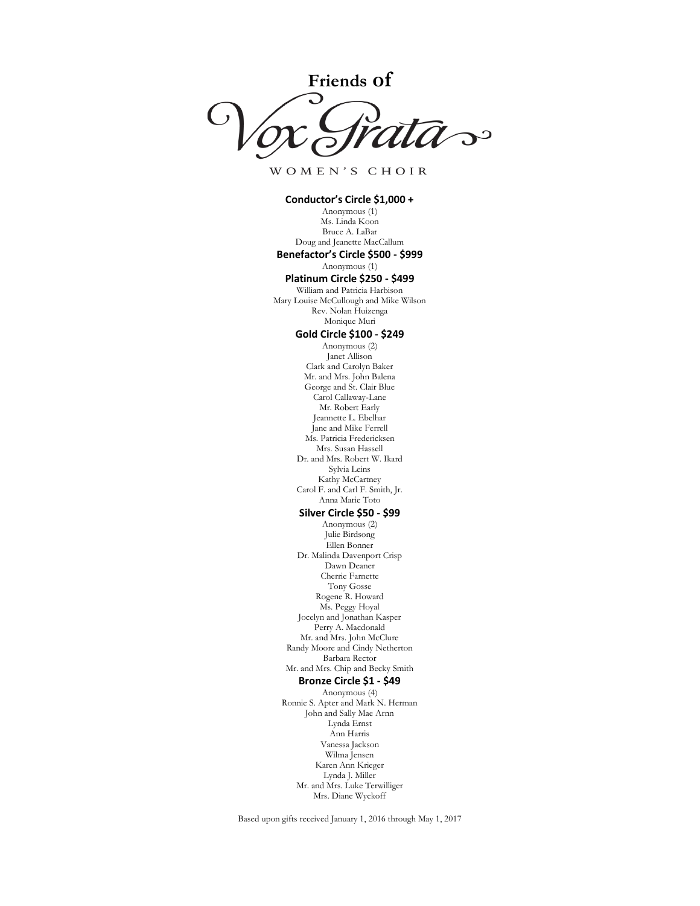# Friends of Vox Grata

WOMEN'S CHOIR

### Conductor's Circle $1,000 +

Anonymous (1)
Ms. Linda Koon
Bruce A. LaBar
Doug and Jeanette MacCallum

### Benefactor's Circle $500 - $999

Anonymous (1)

### Platinum Circle $250 - $499

William and Patricia Harbison
Mary Louise McCullough and Mike Wilson
Rev. Nolan Huizenga
Monique Muri

### Gold Circle $100 - $249

Anonymous (2)
Janet Allison
Clark and Carolyn Baker
Mr. and Mrs. John Balena
George and St. Clair Blue
Carol Callaway-Lane
Mr. Robert Early
Jeannette L. Ebelhar
Jane and Mike Ferrell
Ms. Patricia Fredericksen
Mrs. Susan Hassell
Dr. and Mrs. Robert W. Ikard
Sylvia Leins
Kathy McCartney
Carol F. and Carl F. Smith, Jr.
Anna Marie Toto

### Silver Circle $50 - $99

Anonymous (2)
Julie Birdsong
Ellen Bonner
Dr. Malinda Davenport Crisp
Dawn Deaner
Cherrie Farnette
Tony Gosse
Rogene R. Howard
Ms. Peggy Hoyal
Jocelyn and Jonathan Kasper
Perry A. Macdonald
Mr. and Mrs. John McClure
Randy Moore and Cindy Netherton
Barbara Rector
Mr. and Mrs. Chip and Becky Smith

### Bronze Circle $1 - $49

Anonymous (4)
Ronnie S. Apter and Mark N. Herman
John and Sally Mae Arnn
Lynda Ernst
Ann Harris
Vanessa Jackson
Wilma Jensen
Karen Ann Krieger
Lynda J. Miller
Mr. and Mrs. Luke Terwilliger
Mrs. Diane Wyckoff

Based upon gifts received January 1, 2016 through May 1, 2017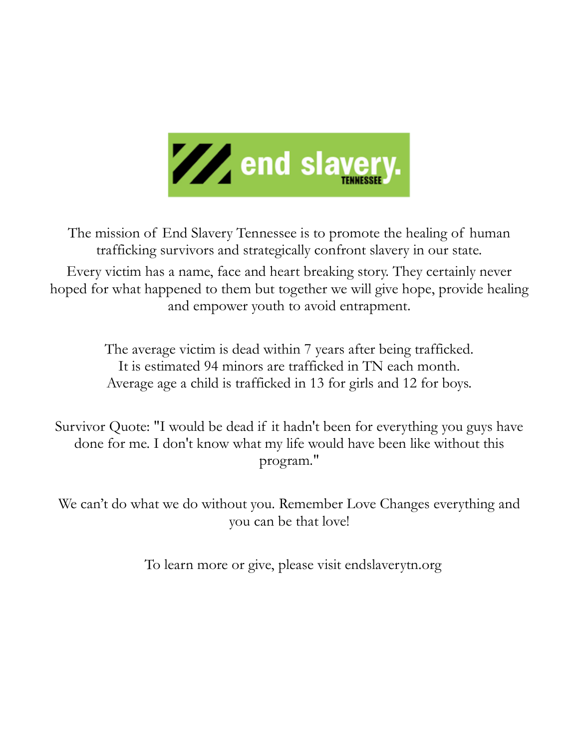end slavery. TENNESSEE

The mission of End Slavery Tennessee is to promote the healing of human trafficking survivors and strategically confront slavery in our state.

Every victim has a name, face and heart breaking story. They certainly never hoped for what happened to them but together we will give hope, provide healing and empower youth to avoid entrapment.

The average victim is dead within 7 years after being trafficked.
It is estimated 94 minors are trafficked in TN each month.
Average age a child is trafficked in 13 for girls and 12 for boys.

Survivor Quote: "I would be dead if it hadn't been for everything you guys have done for me. I don't know what my life would have been like without this program."

We can't do what we do without you. Remember Love Changes everything and you can be that love!

To learn more or give, please visit endslaverytn.org